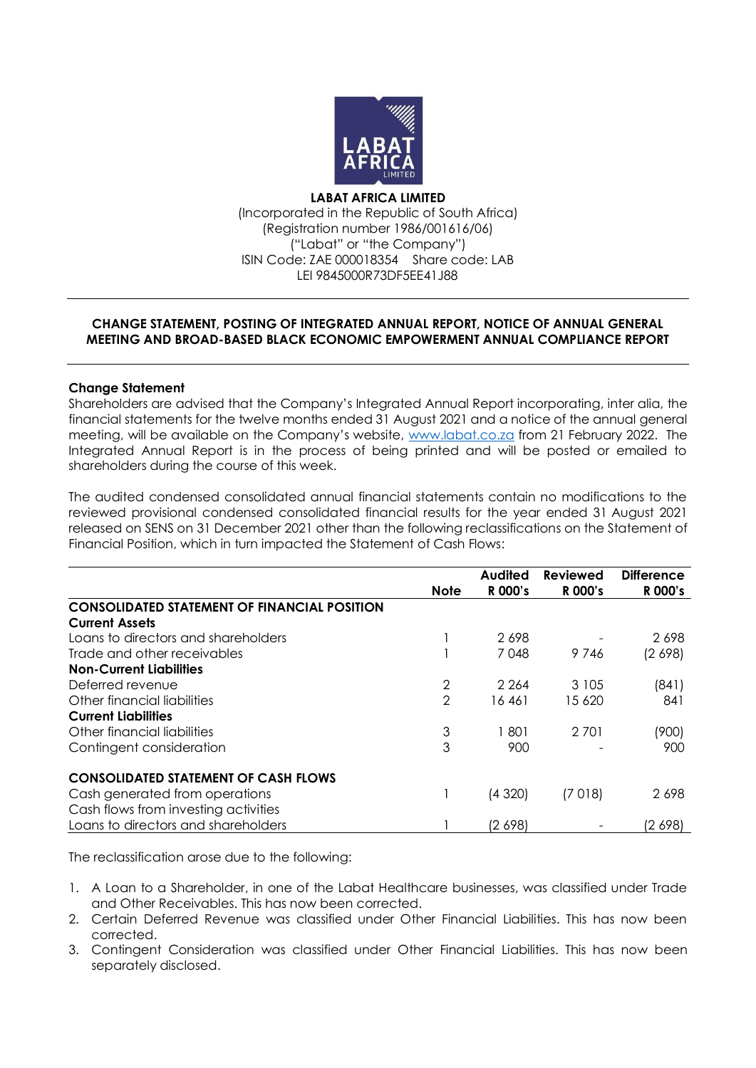**LABAT AFRICA LIMITED**
(Incorporated in the Republic of South Africa)
(Registration number 1986/001616/06)
("Labat" or "the Company")
ISIN Code: ZAE 000018354 Share code: LAB
LEI 9845000R73DF5EE41J88

---

**CHANGE STATEMENT, POSTING OF INTEGRATED ANNUAL REPORT, NOTICE OF ANNUAL GENERAL MEETING AND BROAD-BASED BLACK ECONOMIC EMPOWERMENT ANNUAL COMPLIANCE REPORT**

---

**Change Statement**

Shareholders are advised that the Company's Integrated Annual Report incorporating, inter alia, the financial statements for the twelve months ended 31 August 2021 and a notice of the annual general meeting, will be available on the Company's website, www.labat.co.za from 21 February 2022. The Integrated Annual Report is in the process of being printed and will be posted or emailed to shareholders during the course of this week.

The audited condensed consolidated annual financial statements contain no modifications to the reviewed provisional condensed consolidated financial results for the year ended 31 August 2021 released on SENS on 31 December 2021 other than the following reclassifications on the Statement of Financial Position, which in turn impacted the Statement of Cash Flows:

| | Note | Audited R 000's | Reviewed R 000's | Difference R 000's |
|---|---|---|---|---|
| **CONSOLIDATED STATEMENT OF FINANCIAL POSITION** | | | | |
| **Current Assets** | | | | |
| Loans to directors and shareholders | 1 | 2 698 | - | 2 698 |
| Trade and other receivables | 1 | 7 048 | 9 746 | (2 698) |
| **Non-Current Liabilities** | | | | |
| Deferred revenue | 2 | 2 264 | 3 105 | (841) |
| Other financial liabilities | 2 | 16 461 | 15 620 | 841 |
| **Current Liabilities** | | | | |
| Other financial liabilities | 3 | 1 801 | 2 701 | (900) |
| Contingent consideration | 3 | 900 | - | 900 |
| | | | | |
| **CONSOLIDATED STATEMENT OF CASH FLOWS** | | | | |
| Cash generated from operations | 1 | (4 320) | (7 018) | 2 698 |
| Cash flows from investing activities | | | | |
| Loans to directors and shareholders | 1 | (2 698) | - | (2 698) |

The reclassification arose due to the following:

1. A Loan to a Shareholder, in one of the Labat Healthcare businesses, was classified under Trade and Other Receivables. This has now been corrected.
2. Certain Deferred Revenue was classified under Other Financial Liabilities. This has now been corrected.
3. Contingent Consideration was classified under Other Financial Liabilities. This has now been separately disclosed.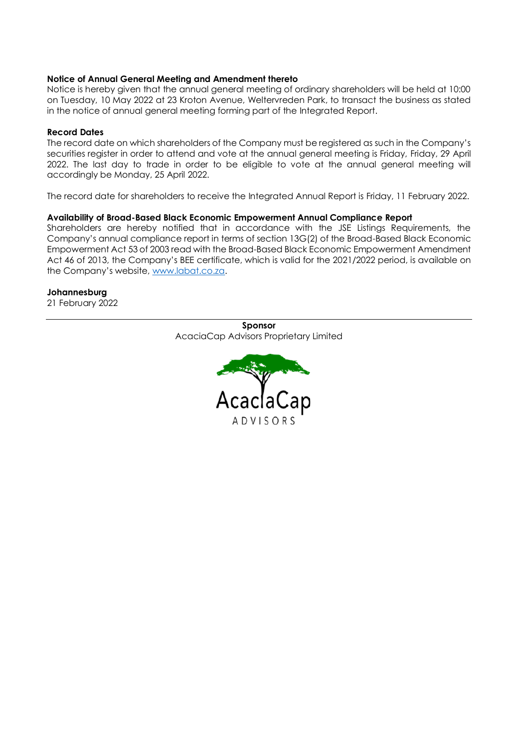**Notice of Annual General Meeting and Amendment thereto**

Notice is hereby given that the annual general meeting of ordinary shareholders will be held at 10:00 on Tuesday, 10 May 2022 at 23 Kroton Avenue, Weltervreden Park, to transact the business as stated in the notice of annual general meeting forming part of the Integrated Report.

**Record Dates**

The record date on which shareholders of the Company must be registered as such in the Company's securities register in order to attend and vote at the annual general meeting is Friday, Friday, 29 April 2022. The last day to trade in order to be eligible to vote at the annual general meeting will accordingly be Monday, 25 April 2022.

The record date for shareholders to receive the Integrated Annual Report is Friday, 11 February 2022.

**Availability of Broad-Based Black Economic Empowerment Annual Compliance Report**

Shareholders are hereby notified that in accordance with the JSE Listings Requirements, the Company's annual compliance report in terms of section 13G(2) of the Broad-Based Black Economic Empowerment Act 53 of 2003 read with the Broad-Based Black Economic Empowerment Amendment Act 46 of 2013, the Company's BEE certificate, which is valid for the 2021/2022 period, is available on the Company's website, www.labat.co.za.

**Johannesburg**

21 February 2022

---

**Sponsor**

AcaciaCap Advisors Proprietary Limited

AcaciaCap
ADVISORS